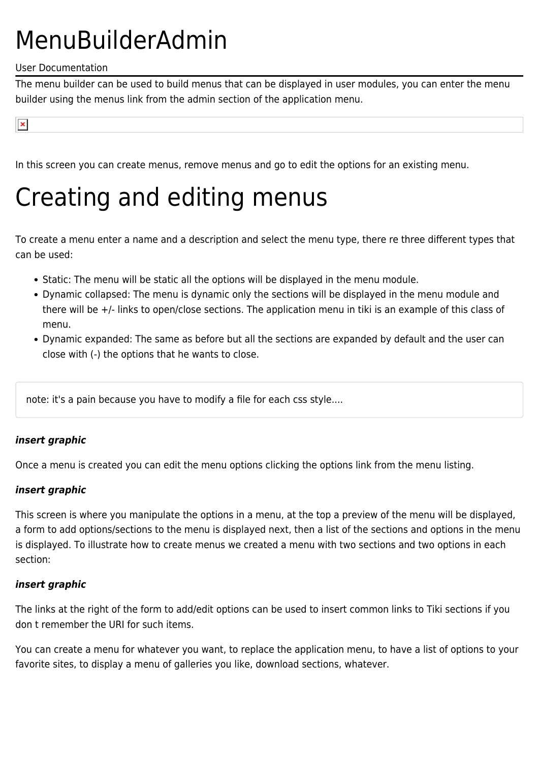# MenuBuilderAdmin

User Documentation

The menu builder can be used to build menus that can be displayed in user modules, you can enter the menu builder using the menus link from the admin section of the application menu.

In this screen you can create menus, remove menus and go to edit the options for an existing menu.

# Creating and editing menus

To create a menu enter a name and a description and select the menu type, there re three different types that can be used:

- Static: The menu will be static all the options will be displayed in the menu module.
- Dynamic collapsed: The menu is dynamic only the sections will be displayed in the menu module and there will be +/- links to open/close sections. The application menu in tiki is an example of this class of menu.
- Dynamic expanded: The same as before but all the sections are expanded by default and the user can close with (-) the options that he wants to close.

note: it's a pain because you have to modify a file for each css style....

***insert graphic***

Once a menu is created you can edit the menu options clicking the options link from the menu listing.

***insert graphic***

This screen is where you manipulate the options in a menu, at the top a preview of the menu will be displayed, a form to add options/sections to the menu is displayed next, then a list of the sections and options in the menu is displayed. To illustrate how to create menus we created a menu with two sections and two options in each section:

***insert graphic***

The links at the right of the form to add/edit options can be used to insert common links to Tiki sections if you don t remember the URI for such items.

You can create a menu for whatever you want, to replace the application menu, to have a list of options to your favorite sites, to display a menu of galleries you like, download sections, whatever.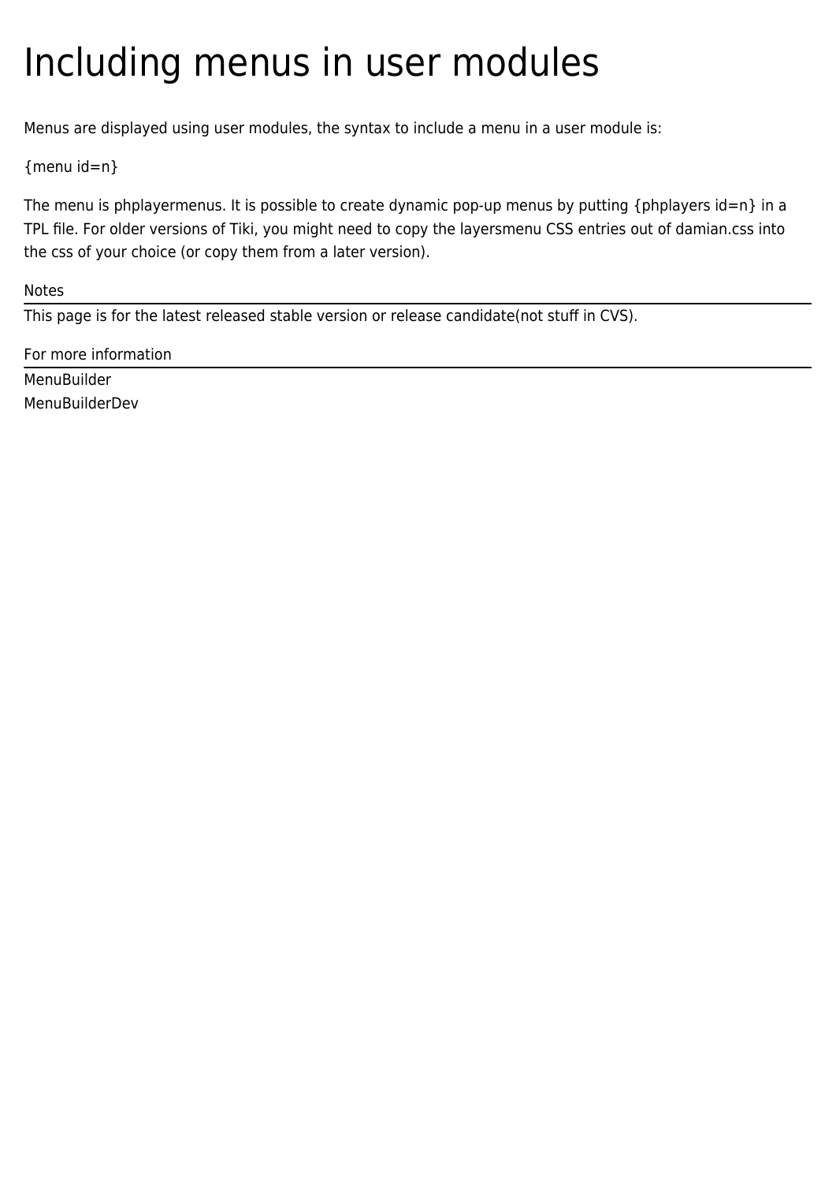# Including menus in user modules

Menus are displayed using user modules, the syntax to include a menu in a user module is:

{menu id=n}

The menu is phplayermenus. It is possible to create dynamic pop-up menus by putting {phplayers id=n} in a TPL file. For older versions of Tiki, you might need to copy the layersmenu CSS entries out of damian.css into the css of your choice (or copy them from a later version).

## Notes

This page is for the latest released stable version or release candidate(not stuff in CVS).

## For more information

MenuBuilder
MenuBuilderDev